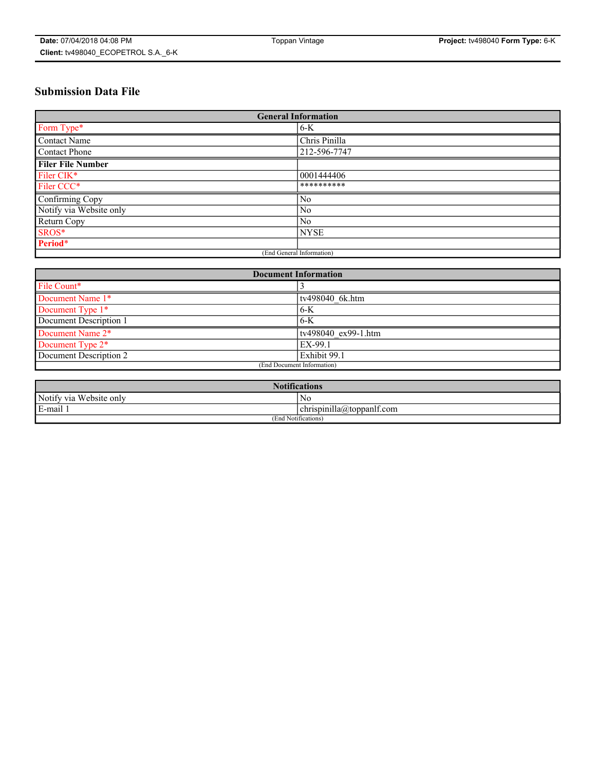# Submission Data File

| General Information | |
|---|---|
| Form Type* | 6-K |
| Contact Name | Chris Pinilla |
| Contact Phone | 212-596-7747 |
| **Filer File Number** | |
| Filer CIK* | 0001444406 |
| Filer CCC* | ********** |
| Confirming Copy | No |
| Notify via Website only | No |
| Return Copy | No |
| SROS* | NYSE |
| **Period*** | |
| (End General Information) | |

| Document Information | |
|---|---|
| File Count* | 3 |
| Document Name 1* | tv498040_6k.htm |
| Document Type 1* | 6-K |
| Document Description 1 | 6-K |
| Document Name 2* | tv498040_ex99-1.htm |
| Document Type 2* | EX-99.1 |
| Document Description 2 | Exhibit 99.1 |
| (End Document Information) | |

| Notifications | |
|---|---|
| Notify via Website only | No |
| E-mail 1 | chrispinilla@toppanlf.com |
| (End Notifications) | |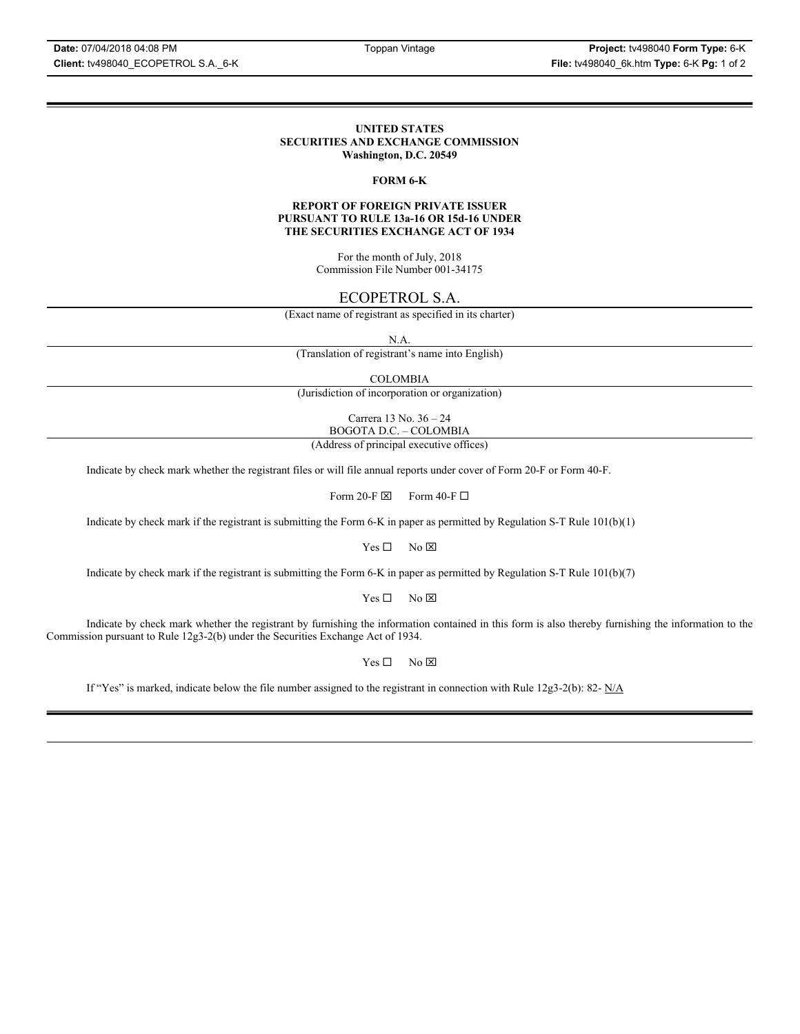**UNITED STATES**
**SECURITIES AND EXCHANGE COMMISSION**
**Washington, D.C. 20549**

**FORM 6-K**

**REPORT OF FOREIGN PRIVATE ISSUER**
**PURSUANT TO RULE 13a-16 OR 15d-16 UNDER**
**THE SECURITIES EXCHANGE ACT OF 1934**

For the month of July, 2018
Commission File Number 001-34175

ECOPETROL S.A.
(Exact name of registrant as specified in its charter)

N.A.
(Translation of registrant's name into English)

COLOMBIA
(Jurisdiction of incorporation or organization)

Carrera 13 No. 36 – 24
BOGOTA D.C. – COLOMBIA
(Address of principal executive offices)

Indicate by check mark whether the registrant files or will file annual reports under cover of Form 20-F or Form 40-F.

Form 20-F ☒ Form 40-F ☐

Indicate by check mark if the registrant is submitting the Form 6-K in paper as permitted by Regulation S-T Rule 101(b)(1)

Yes ☐ No ☒

Indicate by check mark if the registrant is submitting the Form 6-K in paper as permitted by Regulation S-T Rule 101(b)(7)

Yes ☐ No ☒

Indicate by check mark whether the registrant by furnishing the information contained in this form is also thereby furnishing the information to the Commission pursuant to Rule 12g3-2(b) under the Securities Exchange Act of 1934.

Yes ☐ No ☒

If "Yes" is marked, indicate below the file number assigned to the registrant in connection with Rule 12g3-2(b): 82- N/A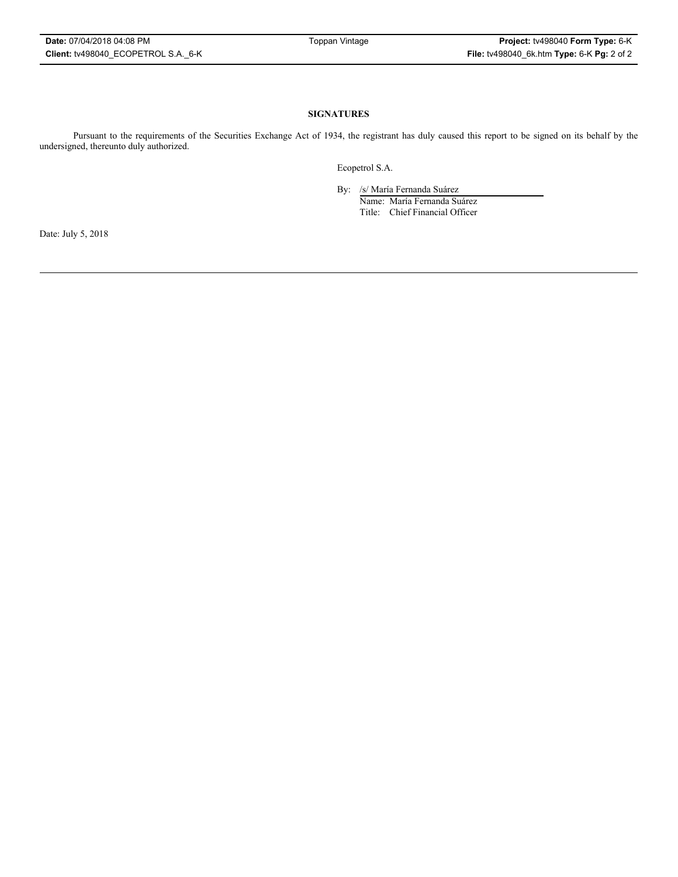**SIGNATURES**

Pursuant to the requirements of the Securities Exchange Act of 1934, the registrant has duly caused this report to be signed on its behalf by the undersigned, thereunto duly authorized.

Ecopetrol S.A.

By: /s/ María Fernanda Suárez
Name: María Fernanda Suárez
Title: Chief Financial Officer

Date: July 5, 2018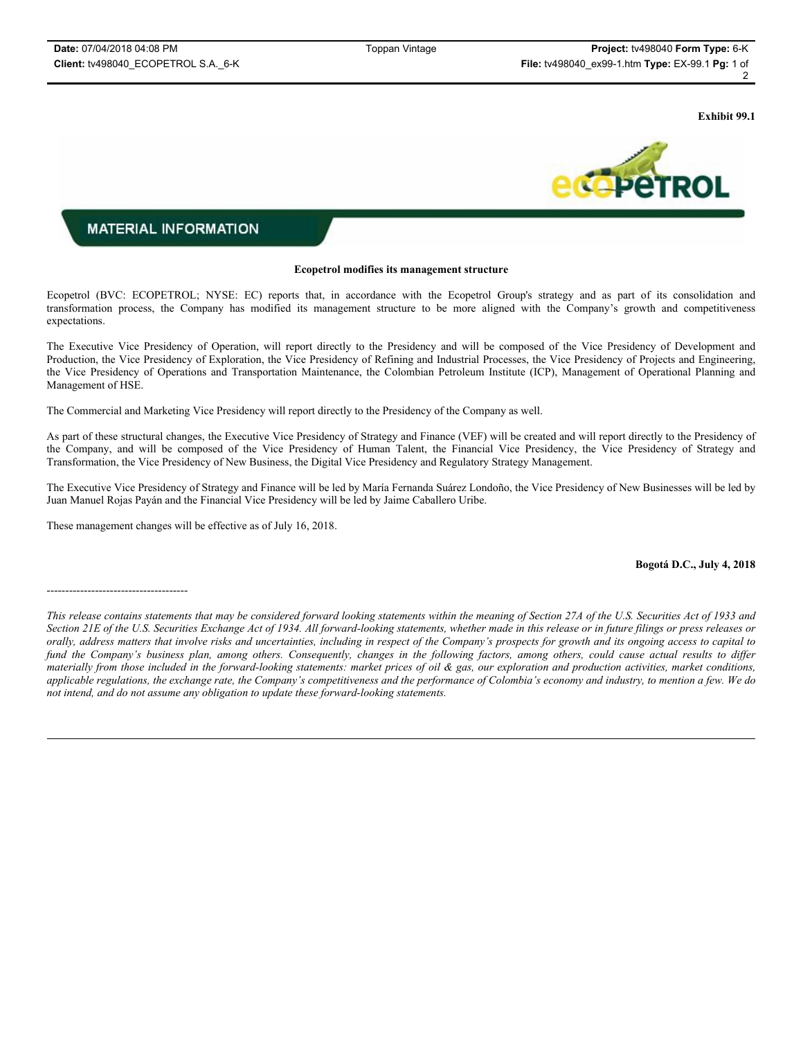**Exhibit 99.1**

## MATERIAL INFORMATION

**Ecopetrol modifies its management structure**

Ecopetrol (BVC: ECOPETROL; NYSE: EC) reports that, in accordance with the Ecopetrol Group's strategy and as part of its consolidation and transformation process, the Company has modified its management structure to be more aligned with the Company's growth and competitiveness expectations.

The Executive Vice Presidency of Operation, will report directly to the Presidency and will be composed of the Vice Presidency of Development and Production, the Vice Presidency of Exploration, the Vice Presidency of Refining and Industrial Processes, the Vice Presidency of Projects and Engineering, the Vice Presidency of Operations and Transportation Maintenance, the Colombian Petroleum Institute (ICP), Management of Operational Planning and Management of HSE.

The Commercial and Marketing Vice Presidency will report directly to the Presidency of the Company as well.

As part of these structural changes, the Executive Vice Presidency of Strategy and Finance (VEF) will be created and will report directly to the Presidency of the Company, and will be composed of the Vice Presidency of Human Talent, the Financial Vice Presidency, the Vice Presidency of Strategy and Transformation, the Vice Presidency of New Business, the Digital Vice Presidency and Regulatory Strategy Management.

The Executive Vice Presidency of Strategy and Finance will be led by María Fernanda Suárez Londoño, the Vice Presidency of New Businesses will be led by Juan Manuel Rojas Payán and the Financial Vice Presidency will be led by Jaime Caballero Uribe.

These management changes will be effective as of July 16, 2018.

**Bogotá D.C., July 4, 2018**

---

*This release contains statements that may be considered forward looking statements within the meaning of Section 27A of the U.S. Securities Act of 1933 and Section 21E of the U.S. Securities Exchange Act of 1934. All forward-looking statements, whether made in this release or in future filings or press releases or orally, address matters that involve risks and uncertainties, including in respect of the Company's prospects for growth and its ongoing access to capital to fund the Company's business plan, among others. Consequently, changes in the following factors, among others, could cause actual results to differ materially from those included in the forward-looking statements: market prices of oil & gas, our exploration and production activities, market conditions, applicable regulations, the exchange rate, the Company's competitiveness and the performance of Colombia's economy and industry, to mention a few. We do not intend, and do not assume any obligation to update these forward-looking statements.*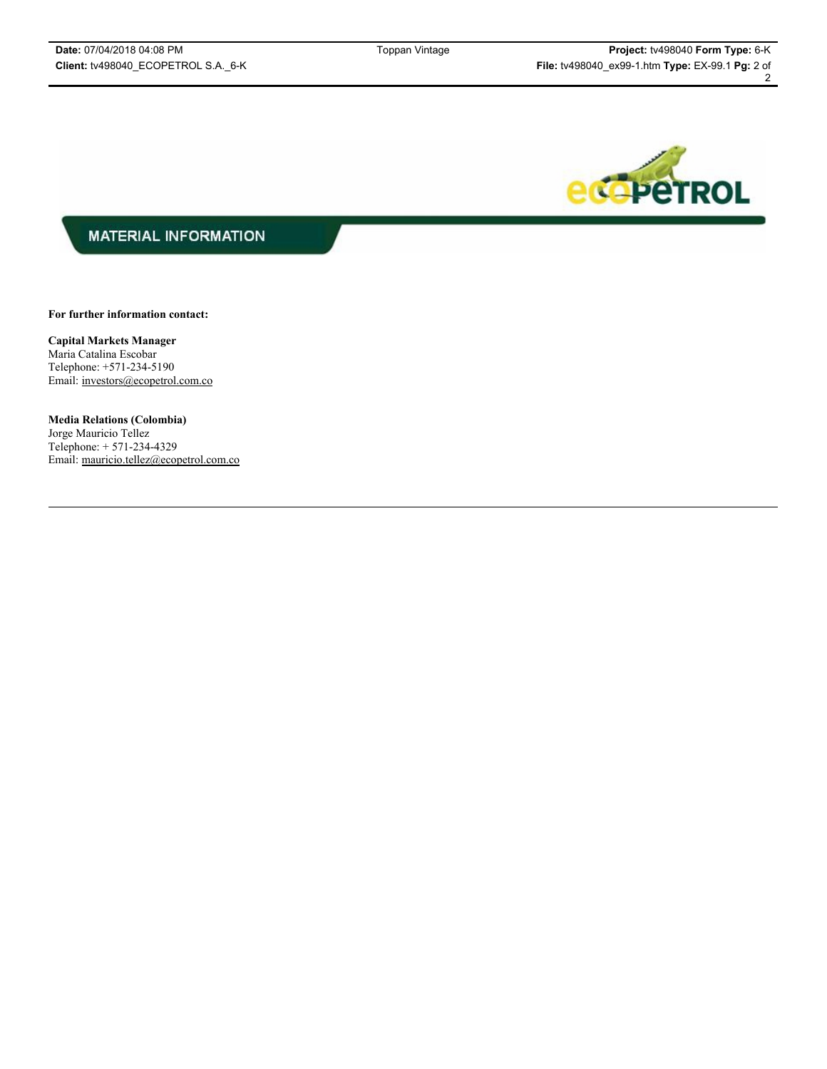MATERIAL INFORMATION

**For further information contact:**

**Capital Markets Manager**
Maria Catalina Escobar
Telephone: +571-234-5190
Email: investors@ecopetrol.com.co

**Media Relations (Colombia)**
Jorge Mauricio Tellez
Telephone: + 571-234-4329
Email: mauricio.tellez@ecopetrol.com.co